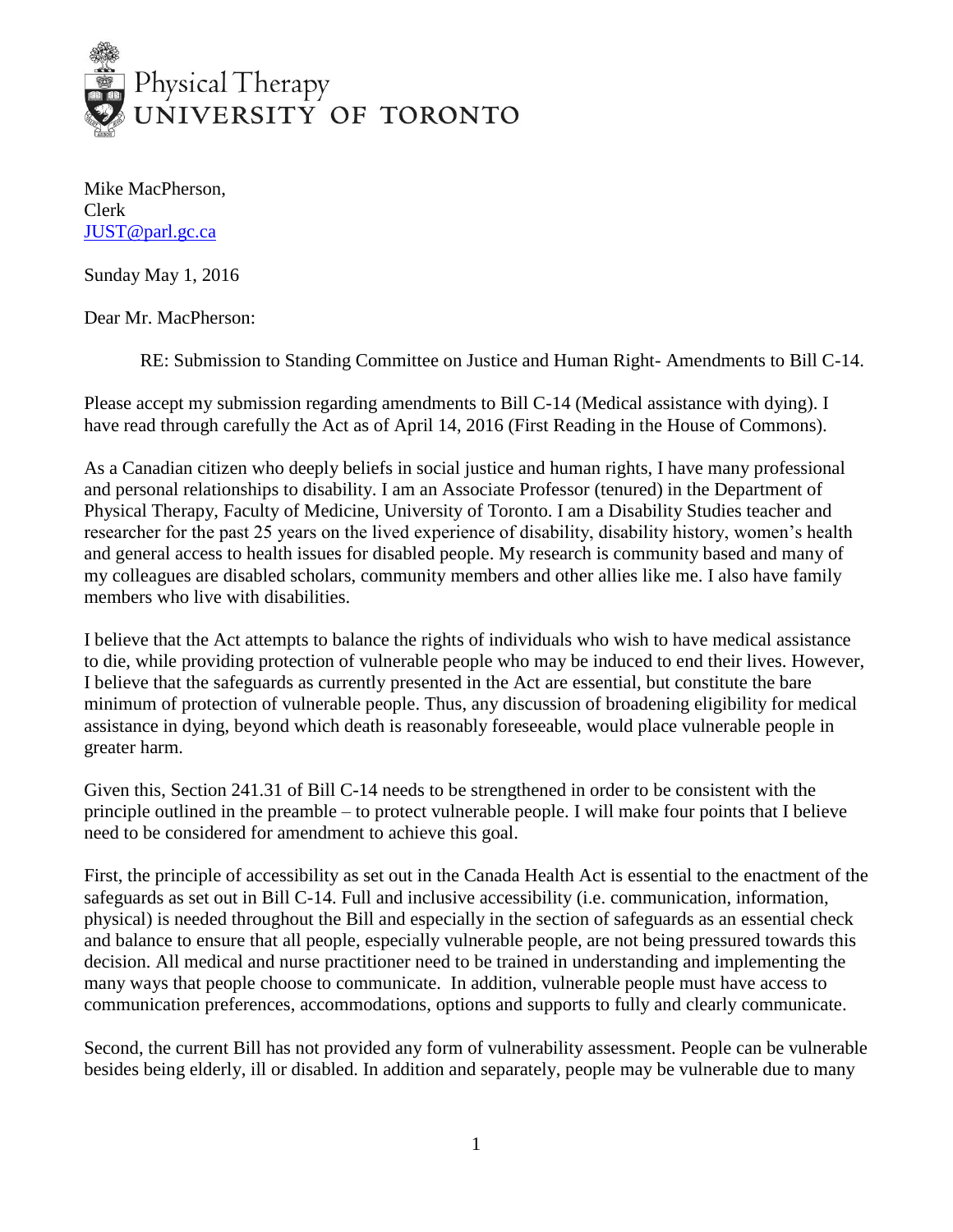Physical Therapy
UNIVERSITY OF TORONTO

Mike MacPherson,
Clerk
JUST@parl.gc.ca

Sunday May 1, 2016

Dear Mr. MacPherson:

RE: Submission to Standing Committee on Justice and Human Right- Amendments to Bill C-14.

Please accept my submission regarding amendments to Bill C-14 (Medical assistance with dying). I have read through carefully the Act as of April 14, 2016 (First Reading in the House of Commons).

As a Canadian citizen who deeply beliefs in social justice and human rights, I have many professional and personal relationships to disability. I am an Associate Professor (tenured) in the Department of Physical Therapy, Faculty of Medicine, University of Toronto. I am a Disability Studies teacher and researcher for the past 25 years on the lived experience of disability, disability history, women's health and general access to health issues for disabled people. My research is community based and many of my colleagues are disabled scholars, community members and other allies like me. I also have family members who live with disabilities.

I believe that the Act attempts to balance the rights of individuals who wish to have medical assistance to die, while providing protection of vulnerable people who may be induced to end their lives. However, I believe that the safeguards as currently presented in the Act are essential, but constitute the bare minimum of protection of vulnerable people. Thus, any discussion of broadening eligibility for medical assistance in dying, beyond which death is reasonably foreseeable, would place vulnerable people in greater harm.

Given this, Section 241.31 of Bill C-14 needs to be strengthened in order to be consistent with the principle outlined in the preamble – to protect vulnerable people. I will make four points that I believe need to be considered for amendment to achieve this goal.

First, the principle of accessibility as set out in the Canada Health Act is essential to the enactment of the safeguards as set out in Bill C-14. Full and inclusive accessibility (i.e. communication, information, physical) is needed throughout the Bill and especially in the section of safeguards as an essential check and balance to ensure that all people, especially vulnerable people, are not being pressured towards this decision. All medical and nurse practitioner need to be trained in understanding and implementing the many ways that people choose to communicate. In addition, vulnerable people must have access to communication preferences, accommodations, options and supports to fully and clearly communicate.

Second, the current Bill has not provided any form of vulnerability assessment. People can be vulnerable besides being elderly, ill or disabled. In addition and separately, people may be vulnerable due to many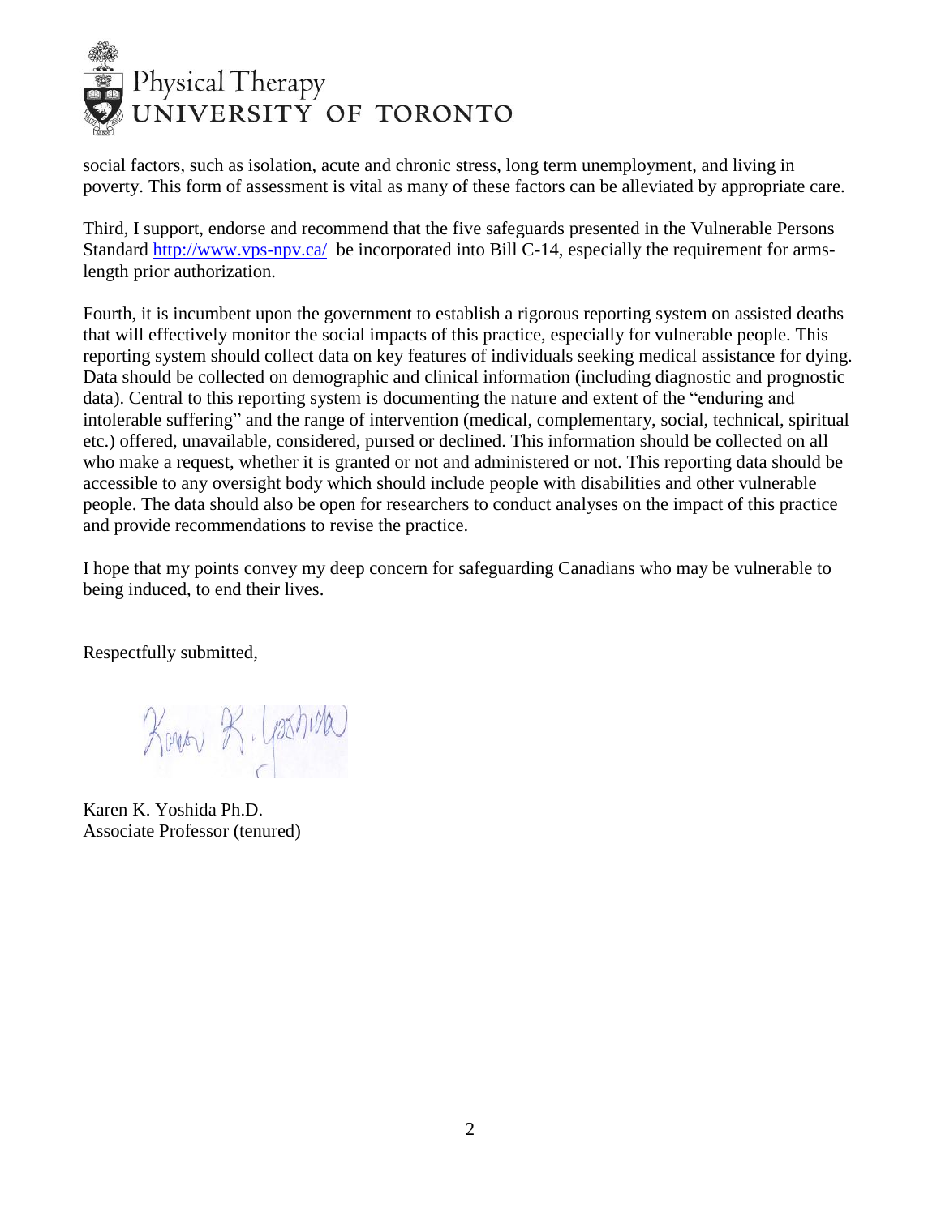social factors, such as isolation, acute and chronic stress, long term unemployment, and living in poverty. This form of assessment is vital as many of these factors can be alleviated by appropriate care.

Third, I support, endorse and recommend that the five safeguards presented in the Vulnerable Persons Standard http://www.vps-npv.ca/ be incorporated into Bill C-14, especially the requirement for arms-length prior authorization.

Fourth, it is incumbent upon the government to establish a rigorous reporting system on assisted deaths that will effectively monitor the social impacts of this practice, especially for vulnerable people. This reporting system should collect data on key features of individuals seeking medical assistance for dying. Data should be collected on demographic and clinical information (including diagnostic and prognostic data). Central to this reporting system is documenting the nature and extent of the "enduring and intolerable suffering" and the range of intervention (medical, complementary, social, technical, spiritual etc.) offered, unavailable, considered, pursed or declined. This information should be collected on all who make a request, whether it is granted or not and administered or not. This reporting data should be accessible to any oversight body which should include people with disabilities and other vulnerable people. The data should also be open for researchers to conduct analyses on the impact of this practice and provide recommendations to revise the practice.

I hope that my points convey my deep concern for safeguarding Canadians who may be vulnerable to being induced, to end their lives.

Respectfully submitted,

Karen K. Yoshida Ph.D.
Associate Professor (tenured)